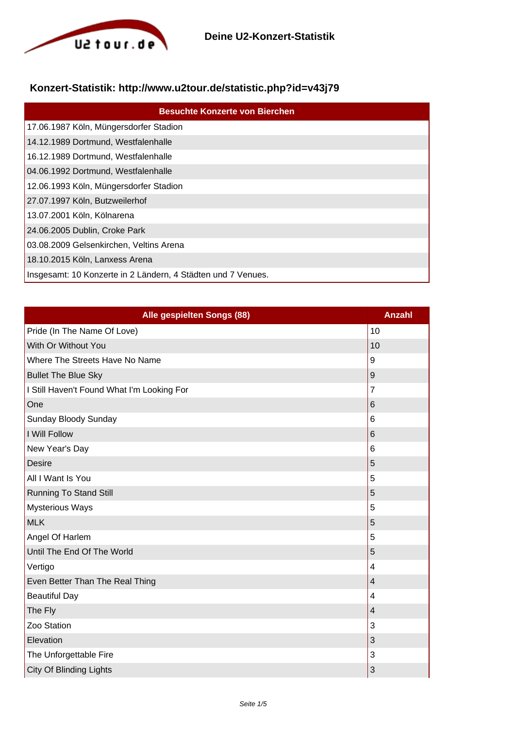# Deine U2-Konzert-Statistik

## Konzert-Statistik: http://www.u2tour.de/statistic.php?id=v43j79

| Besuchte Konzerte von Bierchen |
|---|
| 17.06.1987 Köln, Müngersdorfer Stadion |
| 14.12.1989 Dortmund, Westfalenhalle |
| 16.12.1989 Dortmund, Westfalenhalle |
| 04.06.1992 Dortmund, Westfalenhalle |
| 12.06.1993 Köln, Müngersdorfer Stadion |
| 27.07.1997 Köln, Butzweilerhof |
| 13.07.2001 Köln, Kölnarena |
| 24.06.2005 Dublin, Croke Park |
| 03.08.2009 Gelsenkirchen, Veltins Arena |
| 18.10.2015 Köln, Lanxess Arena |
| Insgesamt: 10 Konzerte in 2 Ländern, 4 Städten und 7 Venues. |

| Alle gespielten Songs (88) | Anzahl |
|---|---|
| Pride (In The Name Of Love) | 10 |
| With Or Without You | 10 |
| Where The Streets Have No Name | 9 |
| Bullet The Blue Sky | 9 |
| I Still Haven't Found What I'm Looking For | 7 |
| One | 6 |
| Sunday Bloody Sunday | 6 |
| I Will Follow | 6 |
| New Year's Day | 6 |
| Desire | 5 |
| All I Want Is You | 5 |
| Running To Stand Still | 5 |
| Mysterious Ways | 5 |
| MLK | 5 |
| Angel Of Harlem | 5 |
| Until The End Of The World | 5 |
| Vertigo | 4 |
| Even Better Than The Real Thing | 4 |
| Beautiful Day | 4 |
| The Fly | 4 |
| Zoo Station | 3 |
| Elevation | 3 |
| The Unforgettable Fire | 3 |
| City Of Blinding Lights | 3 |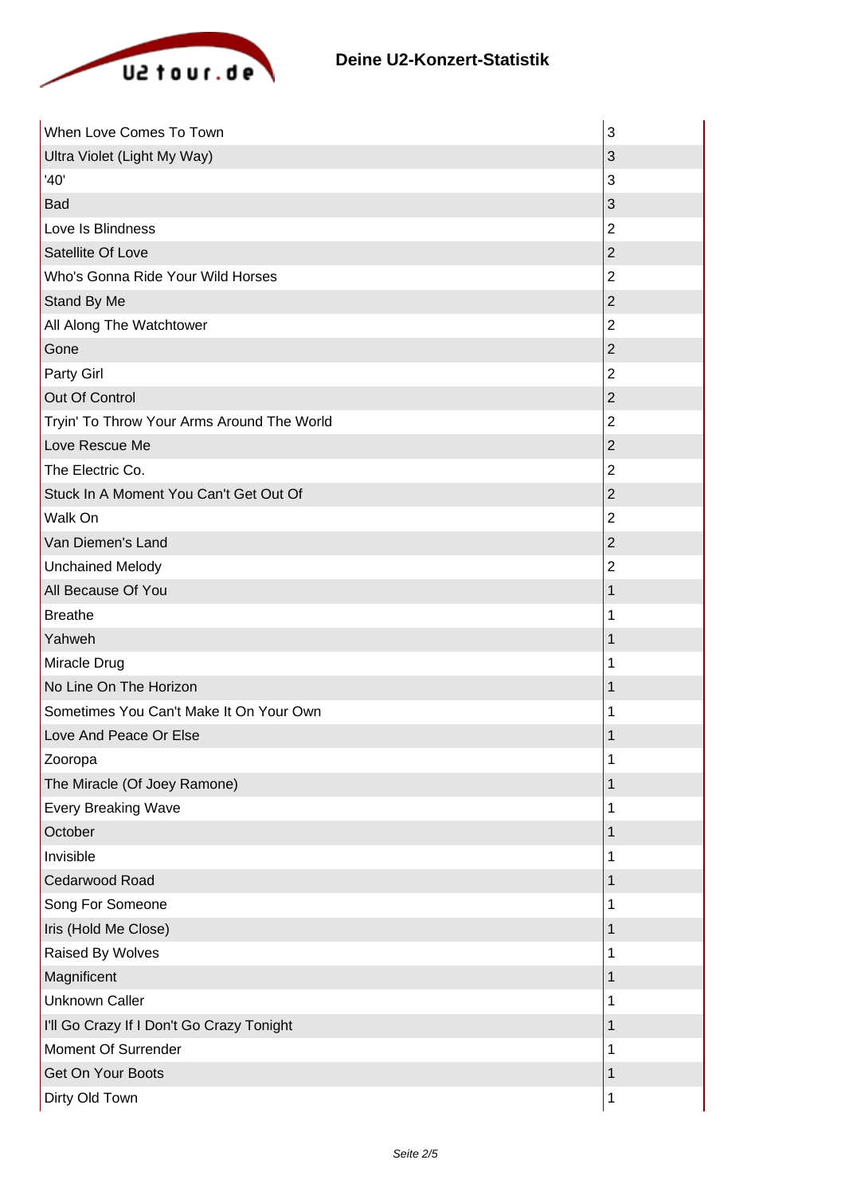| | |
|---|---|
| When Love Comes To Town | 3 |
| Ultra Violet (Light My Way) | 3 |
| '40' | 3 |
| Bad | 3 |
| Love Is Blindness | 2 |
| Satellite Of Love | 2 |
| Who's Gonna Ride Your Wild Horses | 2 |
| Stand By Me | 2 |
| All Along The Watchtower | 2 |
| Gone | 2 |
| Party Girl | 2 |
| Out Of Control | 2 |
| Tryin' To Throw Your Arms Around The World | 2 |
| Love Rescue Me | 2 |
| The Electric Co. | 2 |
| Stuck In A Moment You Can't Get Out Of | 2 |
| Walk On | 2 |
| Van Diemen's Land | 2 |
| Unchained Melody | 2 |
| All Because Of You | 1 |
| Breathe | 1 |
| Yahweh | 1 |
| Miracle Drug | 1 |
| No Line On The Horizon | 1 |
| Sometimes You Can't Make It On Your Own | 1 |
| Love And Peace Or Else | 1 |
| Zooropa | 1 |
| The Miracle (Of Joey Ramone) | 1 |
| Every Breaking Wave | 1 |
| October | 1 |
| Invisible | 1 |
| Cedarwood Road | 1 |
| Song For Someone | 1 |
| Iris (Hold Me Close) | 1 |
| Raised By Wolves | 1 |
| Magnificent | 1 |
| Unknown Caller | 1 |
| I'll Go Crazy If I Don't Go Crazy Tonight | 1 |
| Moment Of Surrender | 1 |
| Get On Your Boots | 1 |
| Dirty Old Town | 1 |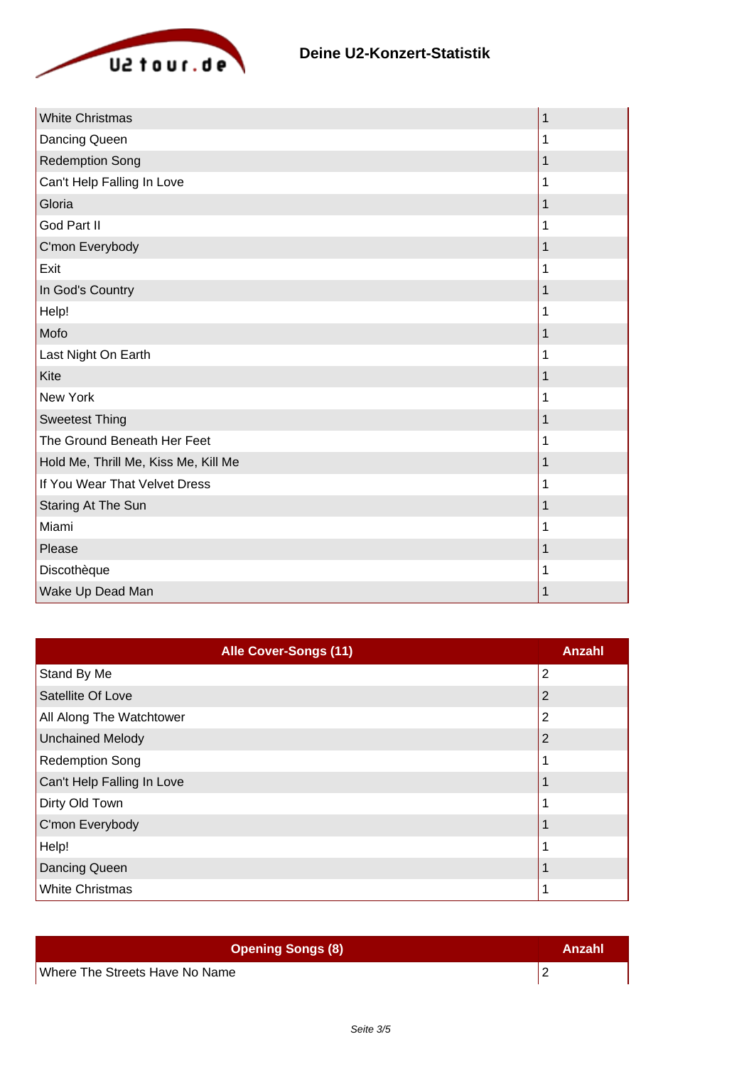## Deine U2-Konzert-Statistik

| | |
|---|---|
| White Christmas | 1 |
| Dancing Queen | 1 |
| Redemption Song | 1 |
| Can't Help Falling In Love | 1 |
| Gloria | 1 |
| God Part II | 1 |
| C'mon Everybody | 1 |
| Exit | 1 |
| In God's Country | 1 |
| Help! | 1 |
| Mofo | 1 |
| Last Night On Earth | 1 |
| Kite | 1 |
| New York | 1 |
| Sweetest Thing | 1 |
| The Ground Beneath Her Feet | 1 |
| Hold Me, Thrill Me, Kiss Me, Kill Me | 1 |
| If You Wear That Velvet Dress | 1 |
| Staring At The Sun | 1 |
| Miami | 1 |
| Please | 1 |
| Discothèque | 1 |
| Wake Up Dead Man | 1 |

| Alle Cover-Songs (11) | Anzahl |
|---|---|
| Stand By Me | 2 |
| Satellite Of Love | 2 |
| All Along The Watchtower | 2 |
| Unchained Melody | 2 |
| Redemption Song | 1 |
| Can't Help Falling In Love | 1 |
| Dirty Old Town | 1 |
| C'mon Everybody | 1 |
| Help! | 1 |
| Dancing Queen | 1 |
| White Christmas | 1 |

| Opening Songs (8) | Anzahl |
|---|---|
| Where The Streets Have No Name | 2 |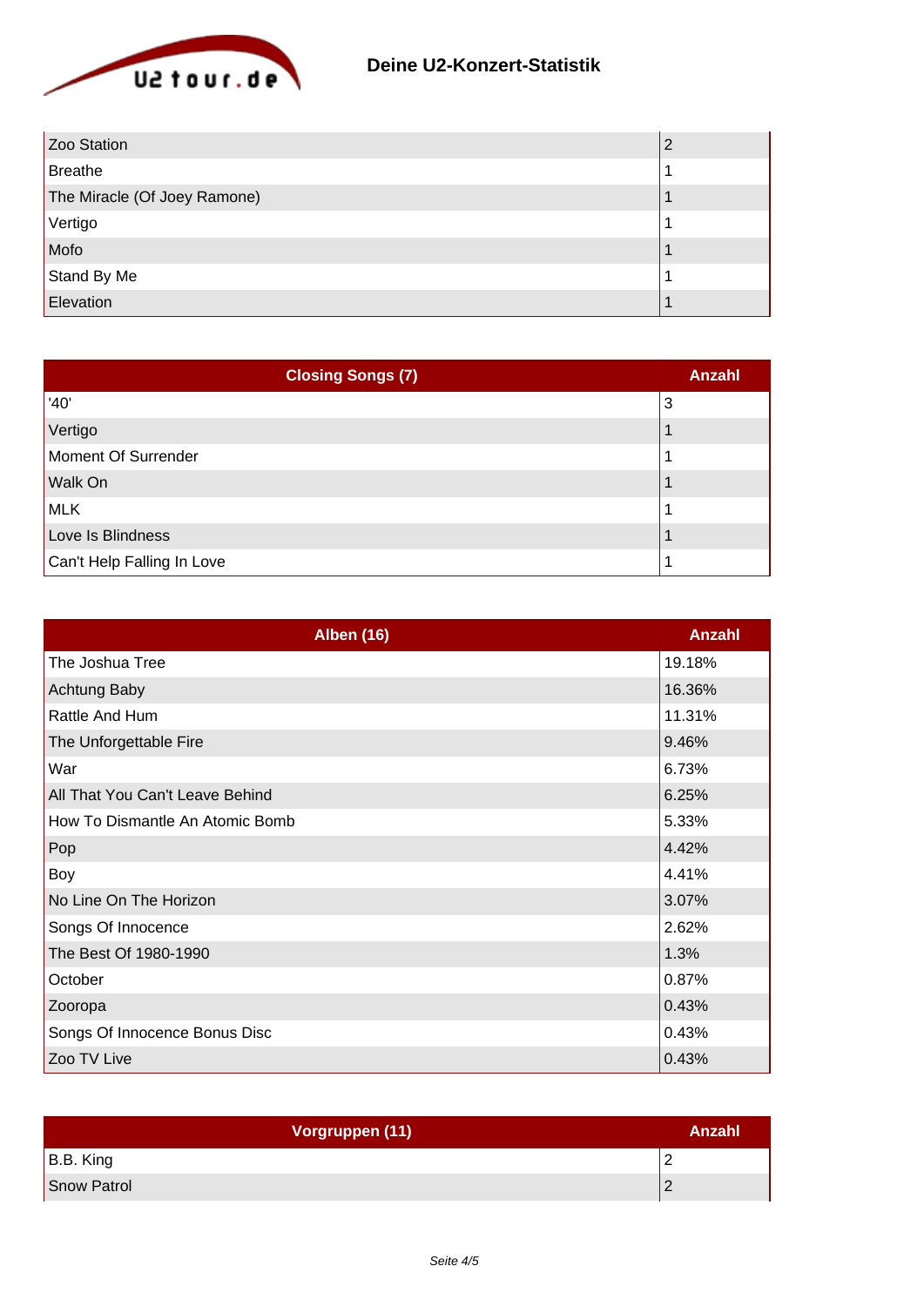## Deine U2-Konzert-Statistik

| | |
|---|---|
| Zoo Station | 2 |
| Breathe | 1 |
| The Miracle (Of Joey Ramone) | 1 |
| Vertigo | 1 |
| Mofo | 1 |
| Stand By Me | 1 |
| Elevation | 1 |

| Closing Songs (7) | Anzahl |
|---|---|
| '40' | 3 |
| Vertigo | 1 |
| Moment Of Surrender | 1 |
| Walk On | 1 |
| MLK | 1 |
| Love Is Blindness | 1 |
| Can't Help Falling In Love | 1 |

| Alben (16) | Anzahl |
|---|---|
| The Joshua Tree | 19.18% |
| Achtung Baby | 16.36% |
| Rattle And Hum | 11.31% |
| The Unforgettable Fire | 9.46% |
| War | 6.73% |
| All That You Can't Leave Behind | 6.25% |
| How To Dismantle An Atomic Bomb | 5.33% |
| Pop | 4.42% |
| Boy | 4.41% |
| No Line On The Horizon | 3.07% |
| Songs Of Innocence | 2.62% |
| The Best Of 1980-1990 | 1.3% |
| October | 0.87% |
| Zooropa | 0.43% |
| Songs Of Innocence Bonus Disc | 0.43% |
| Zoo TV Live | 0.43% |

| Vorgruppen (11) | Anzahl |
|---|---|
| B.B. King | 2 |
| Snow Patrol | 2 |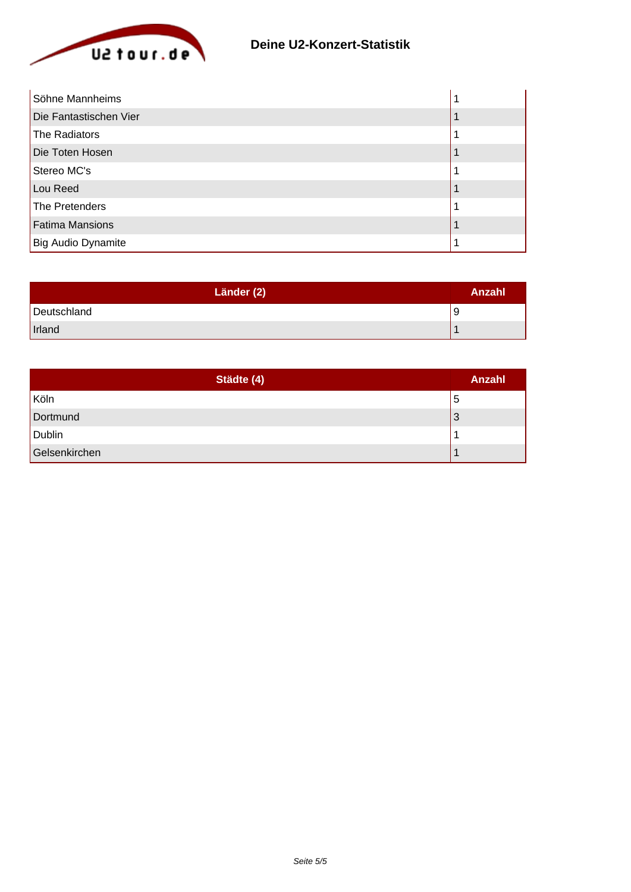# Deine U2-Konzert-Statistik

| | |
|---|---|
| Söhne Mannheims | 1 |
| Die Fantastischen Vier | 1 |
| The Radiators | 1 |
| Die Toten Hosen | 1 |
| Stereo MC's | 1 |
| Lou Reed | 1 |
| The Pretenders | 1 |
| Fatima Mansions | 1 |
| Big Audio Dynamite | 1 |

| Länder (2) | Anzahl |
|---|---|
| Deutschland | 9 |
| Irland | 1 |

| Städte (4) | Anzahl |
|---|---|
| Köln | 5 |
| Dortmund | 3 |
| Dublin | 1 |
| Gelsenkirchen | 1 |